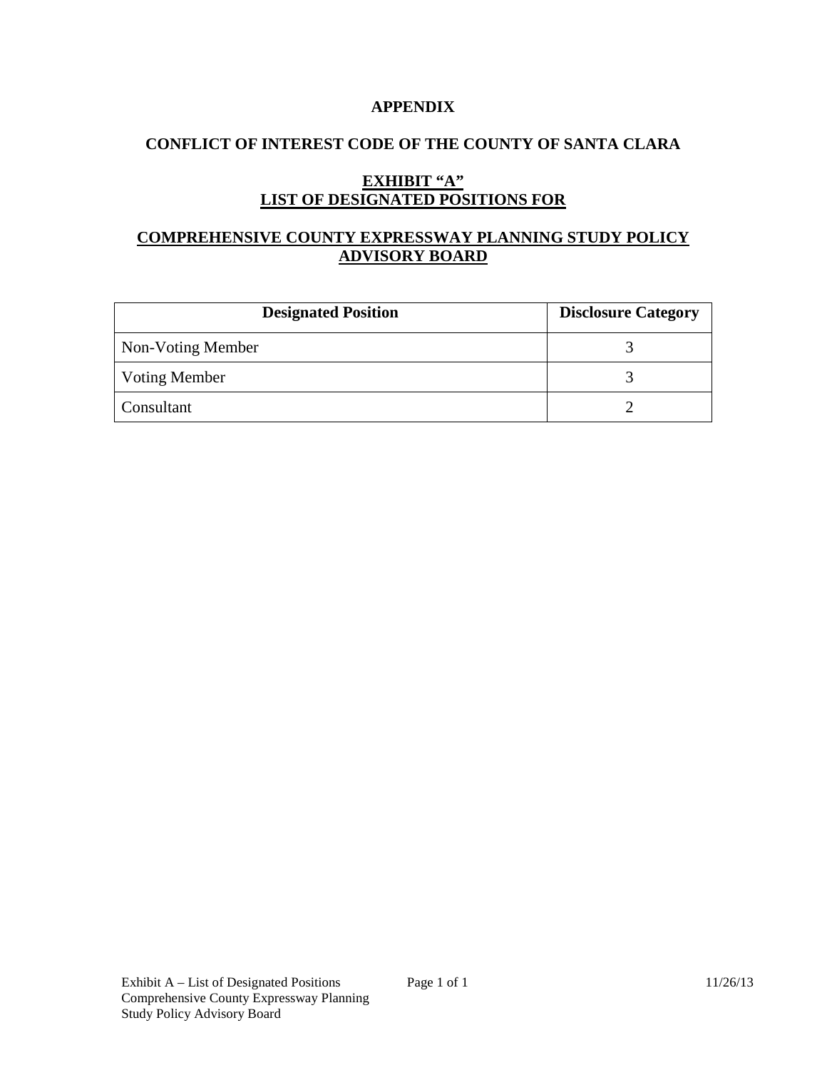**APPENDIX**

**CONFLICT OF INTEREST CODE OF THE COUNTY OF SANTA CLARA**

**EXHIBIT "A"**
**LIST OF DESIGNATED POSITIONS FOR**

**COMPREHENSIVE COUNTY EXPRESSWAY PLANNING STUDY POLICY ADVISORY BOARD**

| Designated Position | Disclosure Category |
|---|---|
| Non-Voting Member | 3 |
| Voting Member | 3 |
| Consultant | 2 |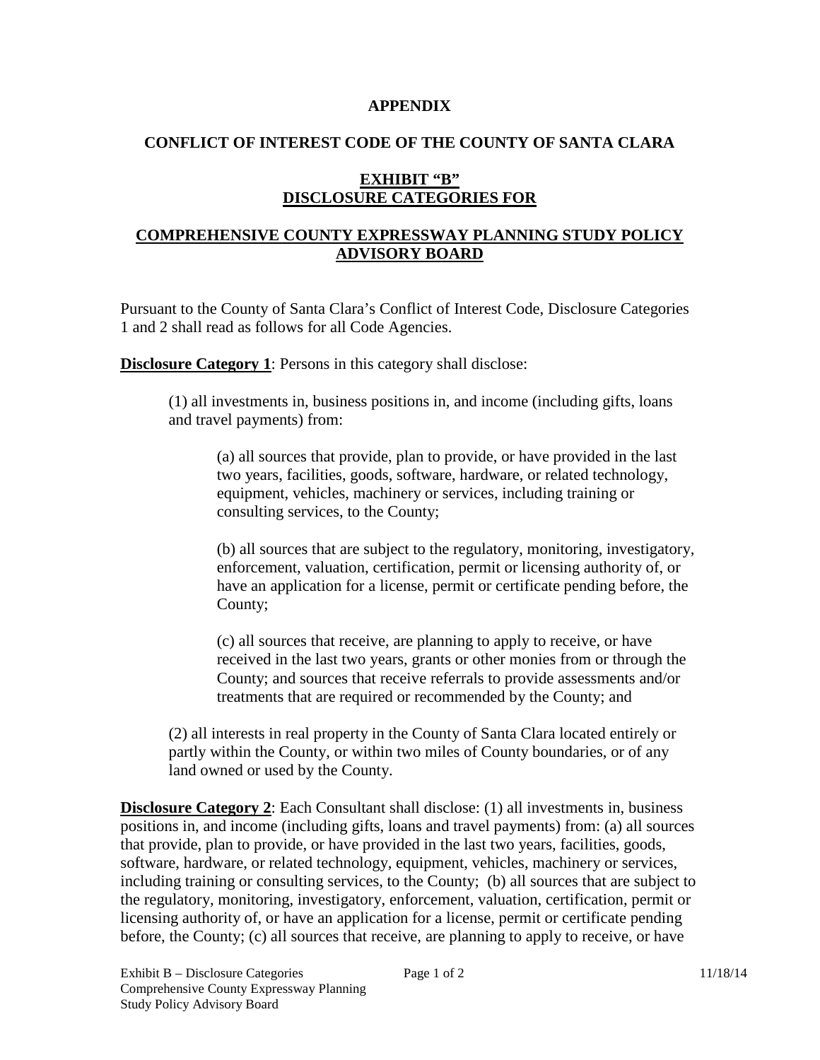**APPENDIX**

**CONFLICT OF INTEREST CODE OF THE COUNTY OF SANTA CLARA**

**EXHIBIT "B"**
**DISCLOSURE CATEGORIES FOR**

**COMPREHENSIVE COUNTY EXPRESSWAY PLANNING STUDY POLICY ADVISORY BOARD**

Pursuant to the County of Santa Clara's Conflict of Interest Code, Disclosure Categories 1 and 2 shall read as follows for all Code Agencies.

**Disclosure Category 1**: Persons in this category shall disclose:

(1) all investments in, business positions in, and income (including gifts, loans and travel payments) from:

(a) all sources that provide, plan to provide, or have provided in the last two years, facilities, goods, software, hardware, or related technology, equipment, vehicles, machinery or services, including training or consulting services, to the County;

(b) all sources that are subject to the regulatory, monitoring, investigatory, enforcement, valuation, certification, permit or licensing authority of, or have an application for a license, permit or certificate pending before, the County;

(c) all sources that receive, are planning to apply to receive, or have received in the last two years, grants or other monies from or through the County; and sources that receive referrals to provide assessments and/or treatments that are required or recommended by the County; and

(2) all interests in real property in the County of Santa Clara located entirely or partly within the County, or within two miles of County boundaries, or of any land owned or used by the County.

**Disclosure Category 2**: Each Consultant shall disclose: (1) all investments in, business positions in, and income (including gifts, loans and travel payments) from: (a) all sources that provide, plan to provide, or have provided in the last two years, facilities, goods, software, hardware, or related technology, equipment, vehicles, machinery or services, including training or consulting services, to the County; (b) all sources that are subject to the regulatory, monitoring, investigatory, enforcement, valuation, certification, permit or licensing authority of, or have an application for a license, permit or certificate pending before, the County; (c) all sources that receive, are planning to apply to receive, or have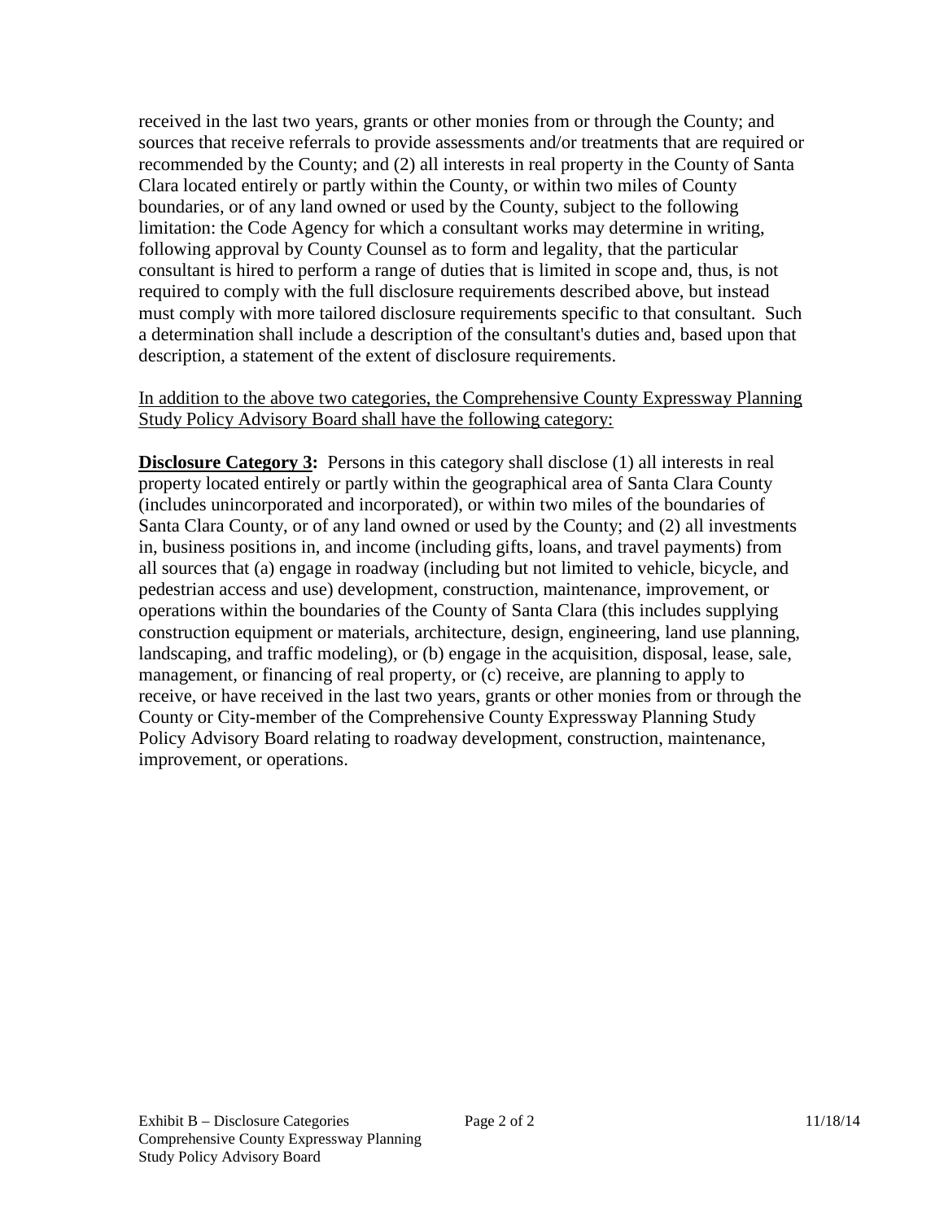received in the last two years, grants or other monies from or through the County; and sources that receive referrals to provide assessments and/or treatments that are required or recommended by the County; and (2) all interests in real property in the County of Santa Clara located entirely or partly within the County, or within two miles of County boundaries, or of any land owned or used by the County, subject to the following limitation: the Code Agency for which a consultant works may determine in writing, following approval by County Counsel as to form and legality, that the particular consultant is hired to perform a range of duties that is limited in scope and, thus, is not required to comply with the full disclosure requirements described above, but instead must comply with more tailored disclosure requirements specific to that consultant. Such a determination shall include a description of the consultant's duties and, based upon that description, a statement of the extent of disclosure requirements.

<u>In addition to the above two categories, the Comprehensive County Expressway Planning Study Policy Advisory Board shall have the following category:</u>

**<u>Disclosure Category 3</u>:** Persons in this category shall disclose (1) all interests in real property located entirely or partly within the geographical area of Santa Clara County (includes unincorporated and incorporated), or within two miles of the boundaries of Santa Clara County, or of any land owned or used by the County; and (2) all investments in, business positions in, and income (including gifts, loans, and travel payments) from all sources that (a) engage in roadway (including but not limited to vehicle, bicycle, and pedestrian access and use) development, construction, maintenance, improvement, or operations within the boundaries of the County of Santa Clara (this includes supplying construction equipment or materials, architecture, design, engineering, land use planning, landscaping, and traffic modeling), or (b) engage in the acquisition, disposal, lease, sale, management, or financing of real property, or (c) receive, are planning to apply to receive, or have received in the last two years, grants or other monies from or through the County or City-member of the Comprehensive County Expressway Planning Study Policy Advisory Board relating to roadway development, construction, maintenance, improvement, or operations.